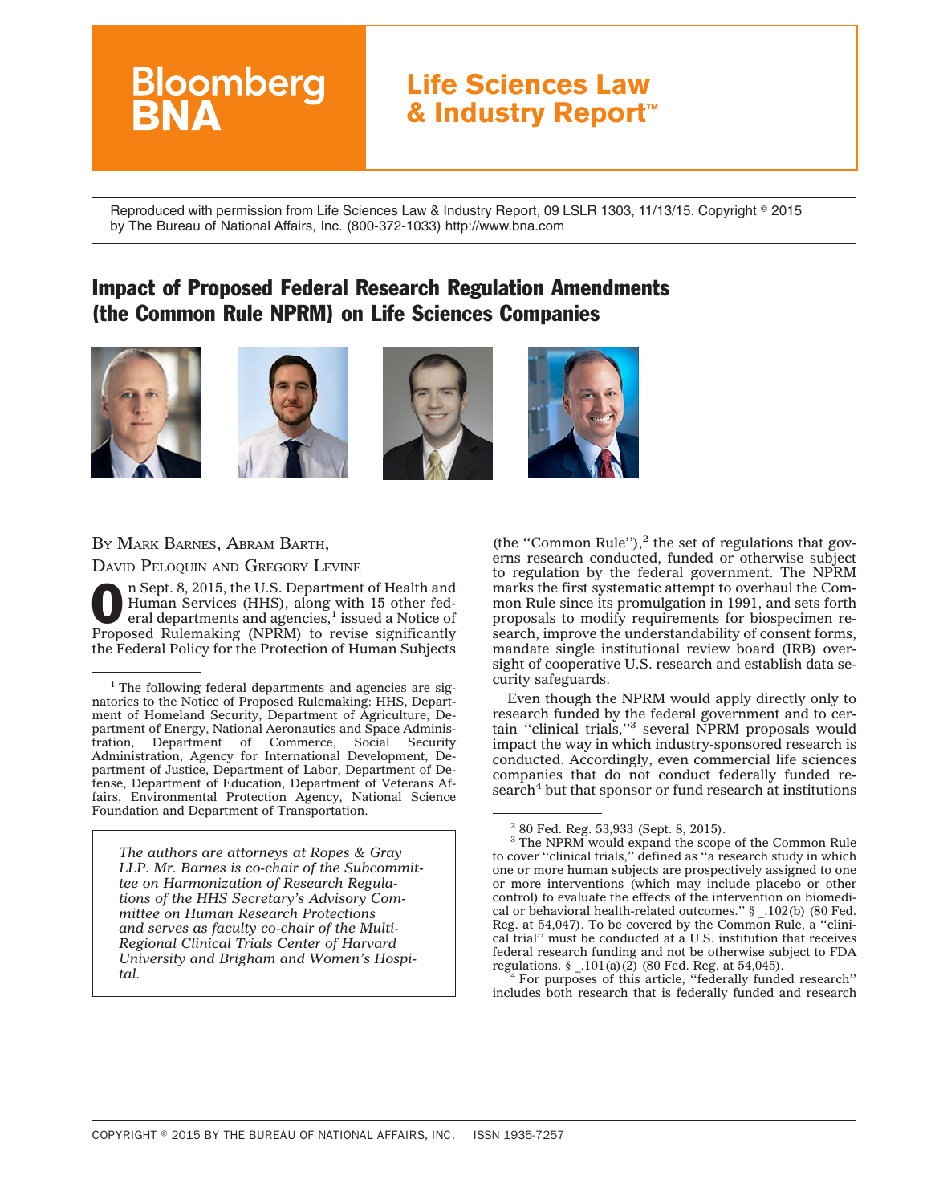Reproduced with permission from Life Sciences Law & Industry Report, 09 LSLR 1303, 11/13/15. Copyright © 2015 by The Bureau of National Affairs, Inc. (800-372-1033) http://www.bna.com

# Impact of Proposed Federal Research Regulation Amendments (the Common Rule NPRM) on Life Sciences Companies

BY MARK BARNES, ABRAM BARTH, DAVID PELOQUIN AND GREGORY LEVINE

On Sept. 8, 2015, the U.S. Department of Health and Human Services (HHS), along with 15 other federal departments and agencies,[1] issued a Notice of Proposed Rulemaking (NPRM) to revise significantly the Federal Policy for the Protection of Human Subjects (the ''Common Rule''),[2] the set of regulations that governs research conducted, funded or otherwise subject to regulation by the federal government. The NPRM marks the first systematic attempt to overhaul the Common Rule since its promulgation in 1991, and sets forth proposals to modify requirements for biospecimen research, improve the understandability of consent forms, mandate single institutional review board (IRB) oversight of cooperative U.S. research and establish data security safeguards.

*The authors are attorneys at Ropes & Gray LLP. Mr. Barnes is co-chair of the Subcommittee on Harmonization of Research Regulations of the HHS Secretary's Advisory Committee on Human Research Protections and serves as faculty co-chair of the Multi-Regional Clinical Trials Center of Harvard University and Brigham and Women's Hospital.*

Even though the NPRM would apply directly only to research funded by the federal government and to certain ''clinical trials,''[3] several NPRM proposals would impact the way in which industry-sponsored research is conducted. Accordingly, even commercial life sciences companies that do not conduct federally funded research[4] but that sponsor or fund research at institutions

---

[1] The following federal departments and agencies are signatories to the Notice of Proposed Rulemaking: HHS, Department of Homeland Security, Department of Agriculture, Department of Energy, National Aeronautics and Space Administration, Department of Commerce, Social Security Administration, Agency for International Development, Department of Justice, Department of Labor, Department of Defense, Department of Education, Department of Veterans Affairs, Environmental Protection Agency, National Science Foundation and Department of Transportation.

[2] 80 Fed. Reg. 53,933 (Sept. 8, 2015).

[3] The NPRM would expand the scope of the Common Rule to cover ''clinical trials,'' defined as ''a research study in which one or more human subjects are prospectively assigned to one or more interventions (which may include placebo or other control) to evaluate the effects of the intervention on biomedical or behavioral health-related outcomes.'' § _.102(b) (80 Fed. Reg. at 54,047). To be covered by the Common Rule, a ''clinical trial'' must be conducted at a U.S. institution that receives federal research funding and not be otherwise subject to FDA regulations. § _.101(a)(2) (80 Fed. Reg. at 54,045).

[4] For purposes of this article, ''federally funded research'' includes both research that is federally funded and research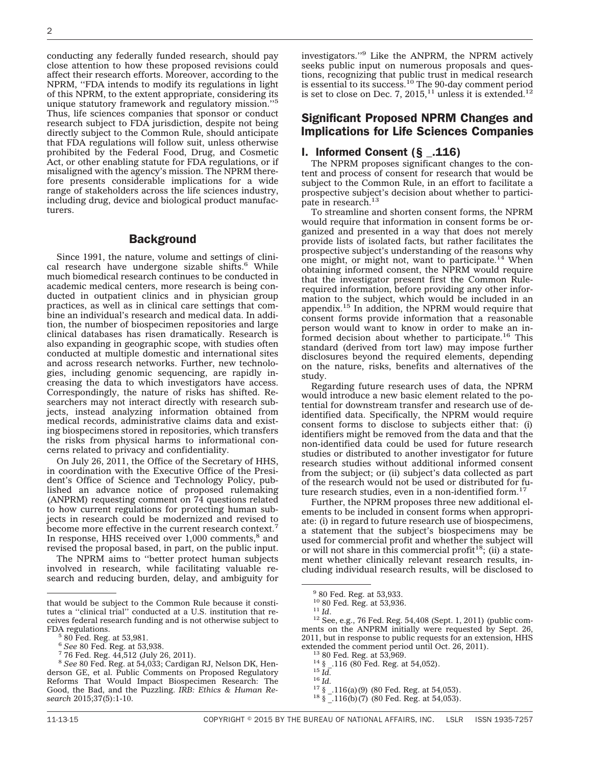conducting any federally funded research, should pay close attention to how these proposed revisions could affect their research efforts. Moreover, according to the NPRM, ''FDA intends to modify its regulations in light of this NPRM, to the extent appropriate, considering its unique statutory framework and regulatory mission.''[5] Thus, life sciences companies that sponsor or conduct research subject to FDA jurisdiction, despite not being directly subject to the Common Rule, should anticipate that FDA regulations will follow suit, unless otherwise prohibited by the Federal Food, Drug, and Cosmetic Act, or other enabling statute for FDA regulations, or if misaligned with the agency's mission. The NPRM therefore presents considerable implications for a wide range of stakeholders across the life sciences industry, including drug, device and biological product manufacturers.

## Background

Since 1991, the nature, volume and settings of clinical research have undergone sizable shifts.[6] While much biomedical research continues to be conducted in academic medical centers, more research is being conducted in outpatient clinics and in physician group practices, as well as in clinical care settings that combine an individual's research and medical data. In addition, the number of biospecimen repositories and large clinical databases has risen dramatically. Research is also expanding in geographic scope, with studies often conducted at multiple domestic and international sites and across research networks. Further, new technologies, including genomic sequencing, are rapidly increasing the data to which investigators have access. Correspondingly, the nature of risks has shifted. Researchers may not interact directly with research subjects, instead analyzing information obtained from medical records, administrative claims data and existing biospecimens stored in repositories, which transfers the risks from physical harms to informational concerns related to privacy and confidentiality.

On July 26, 2011, the Office of the Secretary of HHS, in coordination with the Executive Office of the President's Office of Science and Technology Policy, published an advance notice of proposed rulemaking (ANPRM) requesting comment on 74 questions related to how current regulations for protecting human subjects in research could be modernized and revised to become more effective in the current research context.[7] In response, HHS received over 1,000 comments,[8] and revised the proposal based, in part, on the public input.

The NPRM aims to ''better protect human subjects involved in research, while facilitating valuable research and reducing burden, delay, and ambiguity for investigators.''[9] Like the ANPRM, the NPRM actively seeks public input on numerous proposals and questions, recognizing that public trust in medical research is essential to its success.[10] The 90-day comment period is set to close on Dec. 7, 2015,[11] unless it is extended.[12]

## Significant Proposed NPRM Changes and Implications for Life Sciences Companies

### I. Informed Consent (§ _.116)

The NPRM proposes significant changes to the content and process of consent for research that would be subject to the Common Rule, in an effort to facilitate a prospective subject's decision about whether to participate in research.[13]

To streamline and shorten consent forms, the NPRM would require that information in consent forms be organized and presented in a way that does not merely provide lists of isolated facts, but rather facilitates the prospective subject's understanding of the reasons why one might, or might not, want to participate.[14] When obtaining informed consent, the NPRM would require that the investigator present first the Common Rule-required information, before providing any other information to the subject, which would be included in an appendix.[15] In addition, the NPRM would require that consent forms provide information that a reasonable person would want to know in order to make an informed decision about whether to participate.[16] This standard (derived from tort law) may impose further disclosures beyond the required elements, depending on the nature, risks, benefits and alternatives of the study.

Regarding future research uses of data, the NPRM would introduce a new basic element related to the potential for downstream transfer and research use of deidentified data. Specifically, the NPRM would require consent forms to disclose to subjects either that: (i) identifiers might be removed from the data and that the non-identified data could be used for future research studies or distributed to another investigator for future research studies without additional informed consent from the subject; or (ii) subject's data collected as part of the research would not be used or distributed for future research studies, even in a non-identified form.[17]

Further, the NPRM proposes three new additional elements to be included in consent forms when appropriate: (i) in regard to future research use of biospecimens, a statement that the subject's biospecimens may be used for commercial profit and whether the subject will or will not share in this commercial profit[18]; (ii) a statement whether clinically relevant research results, including individual research results, will be disclosed to

---

that would be subject to the Common Rule because it constitutes a ''clinical trial'' conducted at a U.S. institution that receives federal research funding and is not otherwise subject to FDA regulations.

[5] 80 Fed. Reg. at 53,981.

[6] *See* 80 Fed. Reg. at 53,938.

[7] 76 Fed. Reg. 44,512 (July 26, 2011).

[8] *See* 80 Fed. Reg. at 54,033; Cardigan RJ, Nelson DK, Henderson GE, et al. Public Comments on Proposed Regulatory Reforms That Would Impact Biospecimen Research: The Good, the Bad, and the Puzzling. *IRB: Ethics & Human Research* 2015;37(5):1-10.

[9] 80 Fed. Reg. at 53,933.

[10] 80 Fed. Reg. at 53,936.

[11] *Id.*

[12] See, e.g., 76 Fed. Reg. 54,408 (Sept. 1, 2011) (public comments on the ANPRM initially were requested by Sept. 26, 2011, but in response to public requests for an extension, HHS extended the comment period until Oct. 26, 2011).

[13] 80 Fed. Reg. at 53,969.

[14] § _.116 (80 Fed. Reg. at 54,052).

[15] *Id.*

[16] *Id.*

[17] § _.116(a)(9) (80 Fed. Reg. at 54,053).

[18] § _.116(b)(7) (80 Fed. Reg. at 54,053).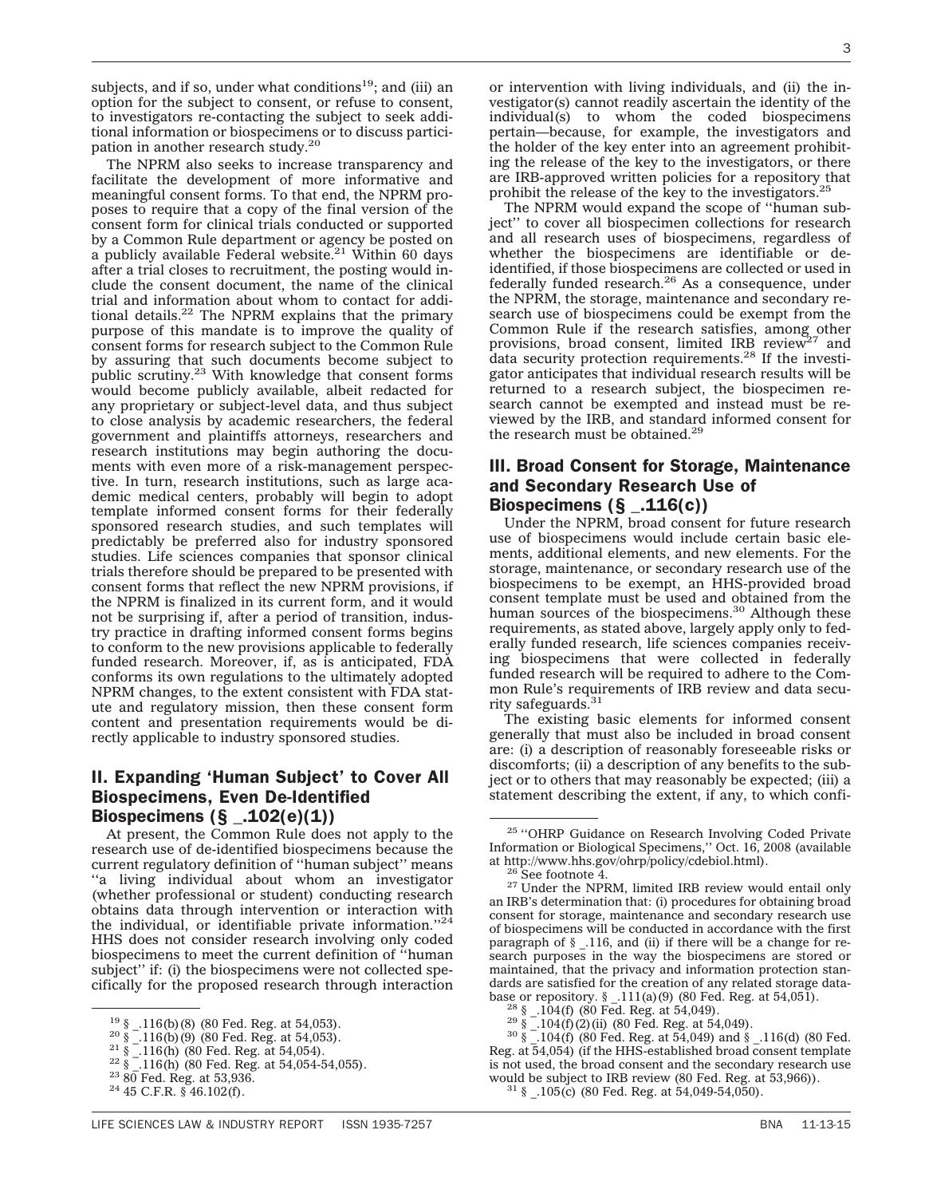subjects, and if so, under what conditions[19]; and (iii) an option for the subject to consent, or refuse to consent, to investigators re-contacting the subject to seek additional information or biospecimens or to discuss participation in another research study.[20]

The NPRM also seeks to increase transparency and facilitate the development of more informative and meaningful consent forms. To that end, the NPRM proposes to require that a copy of the final version of the consent form for clinical trials conducted or supported by a Common Rule department or agency be posted on a publicly available Federal website.[21] Within 60 days after a trial closes to recruitment, the posting would include the consent document, the name of the clinical trial and information about whom to contact for additional details.[22] The NPRM explains that the primary purpose of this mandate is to improve the quality of consent forms for research subject to the Common Rule by assuring that such documents become subject to public scrutiny.[23] With knowledge that consent forms would become publicly available, albeit redacted for any proprietary or subject-level data, and thus subject to close analysis by academic researchers, the federal government and plaintiffs attorneys, researchers and research institutions may begin authoring the documents with even more of a risk-management perspective. In turn, research institutions, such as large academic medical centers, probably will begin to adopt template informed consent forms for their federally sponsored research studies, and such templates will predictably be preferred also for industry sponsored studies. Life sciences companies that sponsor clinical trials therefore should be prepared to be presented with consent forms that reflect the new NPRM provisions, if the NPRM is finalized in its current form, and it would not be surprising if, after a period of transition, industry practice in drafting informed consent forms begins to conform to the new provisions applicable to federally funded research. Moreover, if, as is anticipated, FDA conforms its own regulations to the ultimately adopted NPRM changes, to the extent consistent with FDA statute and regulatory mission, then these consent form content and presentation requirements would be directly applicable to industry sponsored studies.

## II. Expanding 'Human Subject' to Cover All Biospecimens, Even De-Identified Biospecimens (§ _.102(e)(1))

At present, the Common Rule does not apply to the research use of de-identified biospecimens because the current regulatory definition of "human subject" means "a living individual about whom an investigator (whether professional or student) conducting research obtains data through intervention or interaction with the individual, or identifiable private information."[24] HHS does not consider research involving only coded biospecimens to meet the current definition of "human subject" if: (i) the biospecimens were not collected specifically for the proposed research through interaction or intervention with living individuals, and (ii) the investigator(s) cannot readily ascertain the identity of the individual(s) to whom the coded biospecimens pertain—because, for example, the investigators and the holder of the key enter into an agreement prohibiting the release of the key to the investigators, or there are IRB-approved written policies for a repository that prohibit the release of the key to the investigators.[25]

The NPRM would expand the scope of "human subject" to cover all biospecimen collections for research and all research uses of biospecimens, regardless of whether the biospecimens are identifiable or de-identified, if those biospecimens are collected or used in federally funded research.[26] As a consequence, under the NPRM, the storage, maintenance and secondary research use of biospecimens could be exempt from the Common Rule if the research satisfies, among other provisions, broad consent, limited IRB review[27] and data security protection requirements.[28] If the investigator anticipates that individual research results will be returned to a research subject, the biospecimen research cannot be exempted and instead must be reviewed by the IRB, and standard informed consent for the research must be obtained.[29]

## III. Broad Consent for Storage, Maintenance and Secondary Research Use of Biospecimens (§ _.116(c))

Under the NPRM, broad consent for future research use of biospecimens would include certain basic elements, additional elements, and new elements. For the storage, maintenance, or secondary research use of the biospecimens to be exempt, an HHS-provided broad consent template must be used and obtained from the human sources of the biospecimens.[30] Although these requirements, as stated above, largely apply only to federally funded research, life sciences companies receiving biospecimens that were collected in federally funded research will be required to adhere to the Common Rule's requirements of IRB review and data security safeguards.[31]

The existing basic elements for informed consent generally that must also be included in broad consent are: (i) a description of reasonably foreseeable risks or discomforts; (ii) a description of any benefits to the subject or to others that may reasonably be expected; (iii) a statement describing the extent, if any, to which confi-

---

[19] § _.116(b)(8) (80 Fed. Reg. at 54,053).

[20] § _.116(b)(9) (80 Fed. Reg. at 54,053).

[21] § _.116(h) (80 Fed. Reg. at 54,054).

[22] § _.116(h) (80 Fed. Reg. at 54,054-54,055).

[23] 80 Fed. Reg. at 53,936.

[24] 45 C.F.R. § 46.102(f).

[25] "OHRP Guidance on Research Involving Coded Private Information or Biological Specimens," Oct. 16, 2008 (available at http://www.hhs.gov/ohrp/policy/cdebiol.html).

[26] See footnote 4.

[27] Under the NPRM, limited IRB review would entail only an IRB's determination that: (i) procedures for obtaining broad consent for storage, maintenance and secondary research use of biospecimens will be conducted in accordance with the first paragraph of § _.116, and (ii) if there will be a change for research purposes in the way the biospecimens are stored or maintained, that the privacy and information protection standards are satisfied for the creation of any related storage database or repository. § _.111(a)(9) (80 Fed. Reg. at 54,051).

[28] § _.104(f) (80 Fed. Reg. at 54,049).

[29] § _.104(f)(2)(ii) (80 Fed. Reg. at 54,049).

[30] § _.104(f) (80 Fed. Reg. at 54,049) and § _.116(d) (80 Fed. Reg. at 54,054) (if the HHS-established broad consent template is not used, the broad consent and the secondary research use would be subject to IRB review (80 Fed. Reg. at 53,966)).

[31] § _.105(c) (80 Fed. Reg. at 54,049-54,050).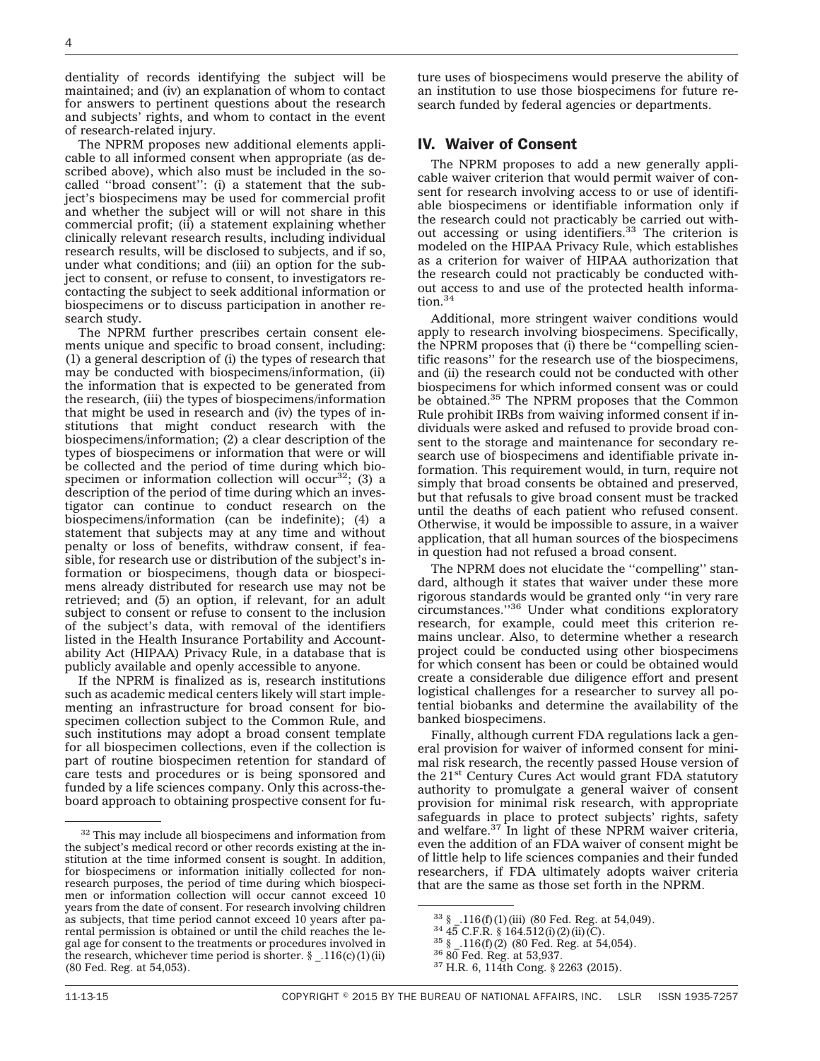dentiality of records identifying the subject will be maintained; and (iv) an explanation of whom to contact for answers to pertinent questions about the research and subjects' rights, and whom to contact in the event of research-related injury.

The NPRM proposes new additional elements applicable to all informed consent when appropriate (as described above), which also must be included in the so-called ''broad consent'': (i) a statement that the subject's biospecimens may be used for commercial profit and whether the subject will or will not share in this commercial profit; (ii) a statement explaining whether clinically relevant research results, including individual research results, will be disclosed to subjects, and if so, under what conditions; and (iii) an option for the subject to consent, or refuse to consent, to investigators recontacting the subject to seek additional information or biospecimens or to discuss participation in another research study.

The NPRM further prescribes certain consent elements unique and specific to broad consent, including: (1) a general description of (i) the types of research that may be conducted with biospecimens/information, (ii) the information that is expected to be generated from the research, (iii) the types of biospecimens/information that might be used in research and (iv) the types of institutions that might conduct research with the biospecimens/information; (2) a clear description of the types of biospecimens or information that were or will be collected and the period of time during which biospecimen or information collection will occur[32]; (3) a description of the period of time during which an investigator can continue to conduct research on the biospecimens/information (can be indefinite); (4) a statement that subjects may at any time and without penalty or loss of benefits, withdraw consent, if feasible, for research use or distribution of the subject's information or biospecimens, though data or biospecimens already distributed for research use may not be retrieved; and (5) an option, if relevant, for an adult subject to consent or refuse to consent to the inclusion of the subject's data, with removal of the identifiers listed in the Health Insurance Portability and Accountability Act (HIPAA) Privacy Rule, in a database that is publicly available and openly accessible to anyone.

If the NPRM is finalized as is, research institutions such as academic medical centers likely will start implementing an infrastructure for broad consent for biospecimen collection subject to the Common Rule, and such institutions may adopt a broad consent template for all biospecimen collections, even if the collection is part of routine biospecimen retention for standard of care tests and procedures or is being sponsored and funded by a life sciences company. Only this across-the-board approach to obtaining prospective consent for future uses of biospecimens would preserve the ability of an institution to use those biospecimens for future research funded by federal agencies or departments.

## IV. Waiver of Consent

The NPRM proposes to add a new generally applicable waiver criterion that would permit waiver of consent for research involving access to or use of identifiable biospecimens or identifiable information only if the research could not practicably be carried out without accessing or using identifiers.[33] The criterion is modeled on the HIPAA Privacy Rule, which establishes as a criterion for waiver of HIPAA authorization that the research could not practicably be conducted without access to and use of the protected health information.[34]

Additional, more stringent waiver conditions would apply to research involving biospecimens. Specifically, the NPRM proposes that (i) there be ''compelling scientific reasons'' for the research use of the biospecimens, and (ii) the research could not be conducted with other biospecimens for which informed consent was or could be obtained.[35] The NPRM proposes that the Common Rule prohibit IRBs from waiving informed consent if individuals were asked and refused to provide broad consent to the storage and maintenance for secondary research use of biospecimens and identifiable private information. This requirement would, in turn, require not simply that broad consents be obtained and preserved, but that refusals to give broad consent must be tracked until the deaths of each patient who refused consent. Otherwise, it would be impossible to assure, in a waiver application, that all human sources of the biospecimens in question had not refused a broad consent.

The NPRM does not elucidate the ''compelling'' standard, although it states that waiver under these more rigorous standards would be granted only ''in very rare circumstances.''[36] Under what conditions exploratory research, for example, could meet this criterion remains unclear. Also, to determine whether a research project could be conducted using other biospecimens for which consent has been or could be obtained would create a considerable due diligence effort and present logistical challenges for a researcher to survey all potential biobanks and determine the availability of the banked biospecimens.

Finally, although current FDA regulations lack a general provision for waiver of informed consent for minimal risk research, the recently passed House version of the 21st Century Cures Act would grant FDA statutory authority to promulgate a general waiver of consent provision for minimal risk research, with appropriate safeguards in place to protect subjects' rights, safety and welfare.[37] In light of these NPRM waiver criteria, even the addition of an FDA waiver of consent might be of little help to life sciences companies and their funded researchers, if FDA ultimately adopts waiver criteria that are the same as those set forth in the NPRM.

---

[32] This may include all biospecimens and information from the subject's medical record or other records existing at the institution at the time informed consent is sought. In addition, for biospecimens or information initially collected for nonresearch purposes, the period of time during which biospecimen or information collection will occur cannot exceed 10 years from the date of consent. For research involving children as subjects, that time period cannot exceed 10 years after parental permission is obtained or until the child reaches the legal age for consent to the treatments or procedures involved in the research, whichever time period is shorter. § _.116(c)(1)(ii) (80 Fed. Reg. at 54,053).

[33] § _.116(f)(1)(iii) (80 Fed. Reg. at 54,049).

[34] 45 C.F.R. § 164.512(i)(2)(ii)(C).

[35] § _.116(f)(2) (80 Fed. Reg. at 54,054).

[36] 80 Fed. Reg. at 53,937.

[37] H.R. 6, 114th Cong. § 2263 (2015).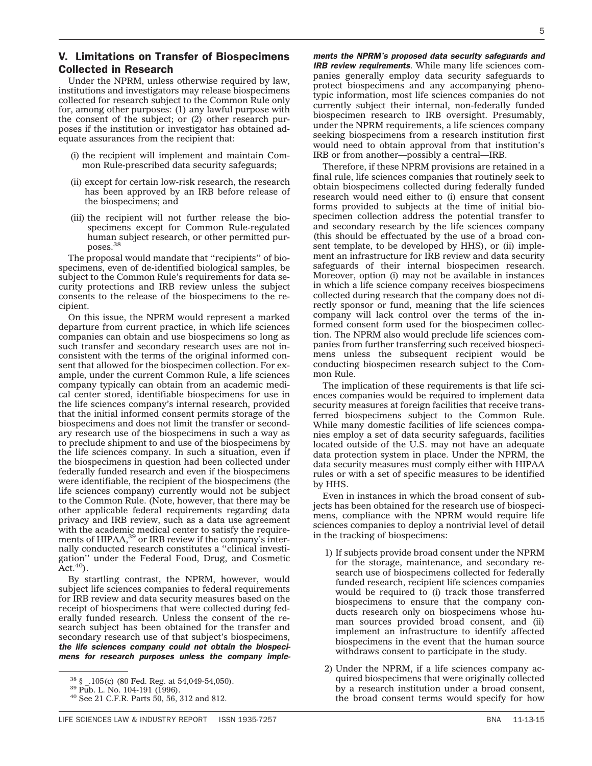## V. Limitations on Transfer of Biospecimens Collected in Research

Under the NPRM, unless otherwise required by law, institutions and investigators may release biospecimens collected for research subject to the Common Rule only for, among other purposes: (1) any lawful purpose with the consent of the subject; or (2) other research purposes if the institution or investigator has obtained adequate assurances from the recipient that:

- (i) the recipient will implement and maintain Common Rule-prescribed data security safeguards;
- (ii) except for certain low-risk research, the research has been approved by an IRB before release of the biospecimens; and
- (iii) the recipient will not further release the biospecimens except for Common Rule-regulated human subject research, or other permitted purposes.[38]

The proposal would mandate that ''recipients'' of biospecimens, even of de-identified biological samples, be subject to the Common Rule's requirements for data security protections and IRB review unless the subject consents to the release of the biospecimens to the recipient.

On this issue, the NPRM would represent a marked departure from current practice, in which life sciences companies can obtain and use biospecimens so long as such transfer and secondary research uses are not inconsistent with the terms of the original informed consent that allowed for the biospecimen collection. For example, under the current Common Rule, a life sciences company typically can obtain from an academic medical center stored, identifiable biospecimens for use in the life sciences company's internal research, provided that the initial informed consent permits storage of the biospecimens and does not limit the transfer or secondary research use of the biospecimens in such a way as to preclude shipment to and use of the biospecimens by the life sciences company. In such a situation, even if the biospecimens in question had been collected under federally funded research and even if the biospecimens were identifiable, the recipient of the biospecimens (the life sciences company) currently would not be subject to the Common Rule. (Note, however, that there may be other applicable federal requirements regarding data privacy and IRB review, such as a data use agreement with the academic medical center to satisfy the requirements of HIPAA,[39] or IRB review if the company's internally conducted research constitutes a ''clinical investigation'' under the Federal Food, Drug, and Cosmetic Act.[40]).

By startling contrast, the NPRM, however, would subject life sciences companies to federal requirements for IRB review and data security measures based on the receipt of biospecimens that were collected during federally funded research. Unless the consent of the research subject has been obtained for the transfer and secondary research use of that subject's biospecimens, ***the life sciences company could not obtain the biospecimens for research purposes unless the company implements the NPRM's proposed data security safeguards and IRB review requirements***. While many life sciences companies generally employ data security safeguards to protect biospecimens and any accompanying phenotypic information, most life sciences companies do not currently subject their internal, non-federally funded biospecimen research to IRB oversight. Presumably, under the NPRM requirements, a life sciences company seeking biospecimens from a research institution first would need to obtain approval from that institution's IRB or from another—possibly a central—IRB.

Therefore, if these NPRM provisions are retained in a final rule, life sciences companies that routinely seek to obtain biospecimens collected during federally funded research would need either to (i) ensure that consent forms provided to subjects at the time of initial biospecimen collection address the potential transfer to and secondary research by the life sciences company (this should be effectuated by the use of a broad consent template, to be developed by HHS), or (ii) implement an infrastructure for IRB review and data security safeguards of their internal biospecimen research. Moreover, option (i) may not be available in instances in which a life science company receives biospecimens collected during research that the company does not directly sponsor or fund, meaning that the life sciences company will lack control over the terms of the informed consent form used for the biospecimen collection. The NPRM also would preclude life sciences companies from further transferring such received biospecimens unless the subsequent recipient would be conducting biospecimen research subject to the Common Rule.

The implication of these requirements is that life sciences companies would be required to implement data security measures at foreign facilities that receive transferred biospecimens subject to the Common Rule. While many domestic facilities of life sciences companies employ a set of data security safeguards, facilities located outside of the U.S. may not have an adequate data protection system in place. Under the NPRM, the data security measures must comply either with HIPAA rules or with a set of specific measures to be identified by HHS.

Even in instances in which the broad consent of subjects has been obtained for the research use of biospecimens, compliance with the NPRM would require life sciences companies to deploy a nontrivial level of detail in the tracking of biospecimens:

1) If subjects provide broad consent under the NPRM for the storage, maintenance, and secondary research use of biospecimens collected for federally funded research, recipient life sciences companies would be required to (i) track those transferred biospecimens to ensure that the company conducts research only on biospecimens whose human sources provided broad consent, and (ii) implement an infrastructure to identify affected biospecimens in the event that the human source withdraws consent to participate in the study.

2) Under the NPRM, if a life sciences company acquired biospecimens that were originally collected by a research institution under a broad consent, the broad consent terms would specify for how

---

[38] § _.105(c) (80 Fed. Reg. at 54,049-54,050).

[39] Pub. L. No. 104-191 (1996).

[40] See 21 C.F.R. Parts 50, 56, 312 and 812.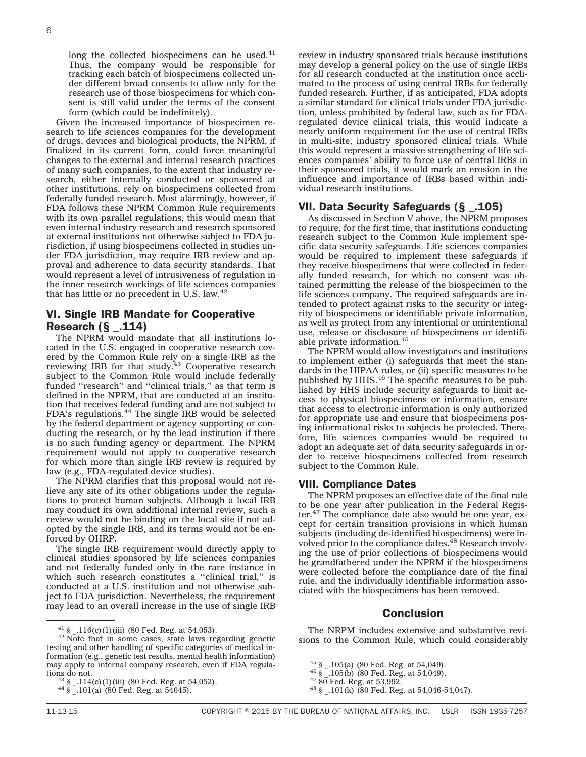long the collected biospecimens can be used.[41] Thus, the company would be responsible for tracking each batch of biospecimens collected under different broad consents to allow only for the research use of those biospecimens for which consent is still valid under the terms of the consent form (which could be indefinitely).

Given the increased importance of biospecimen research to life sciences companies for the development of drugs, devices and biological products, the NPRM, if finalized in its current form, could force meaningful changes to the external and internal research practices of many such companies, to the extent that industry research, either internally conducted or sponsored at other institutions, rely on biospecimens collected from federally funded research. Most alarmingly, however, if FDA follows these NPRM Common Rule requirements with its own parallel regulations, this would mean that even internal industry research and research sponsored at external institutions not otherwise subject to FDA jurisdiction, if using biospecimens collected in studies under FDA jurisdiction, may require IRB review and approval and adherence to data security standards. That would represent a level of intrusiveness of regulation in the inner research workings of life sciences companies that has little or no precedent in U.S. law.[42]

## VI. Single IRB Mandate for Cooperative Research (§ _.114)

The NPRM would mandate that all institutions located in the U.S. engaged in cooperative research covered by the Common Rule rely on a single IRB as the reviewing IRB for that study.[43] Cooperative research subject to the Common Rule would include federally funded ''research'' and ''clinical trials,'' as that term is defined in the NPRM, that are conducted at an institution that receives federal funding and are not subject to FDA's regulations.[44] The single IRB would be selected by the federal department or agency supporting or conducting the research, or by the lead institution if there is no such funding agency or department. The NPRM requirement would not apply to cooperative research for which more than single IRB review is required by law (e.g., FDA-regulated device studies).

The NPRM clarifies that this proposal would not relieve any site of its other obligations under the regulations to protect human subjects. Although a local IRB may conduct its own additional internal review, such a review would not be binding on the local site if not adopted by the single IRB, and its terms would not be enforced by OHRP.

The single IRB requirement would directly apply to clinical studies sponsored by life sciences companies and not federally funded only in the rare instance in which such research constitutes a ''clinical trial,'' is conducted at a U.S. institution and not otherwise subject to FDA jurisdiction. Nevertheless, the requirement may lead to an overall increase in the use of single IRB review in industry sponsored trials because institutions may develop a general policy on the use of single IRBs for all research conducted at the institution once acclimated to the process of using central IRBs for federally funded research. Further, if as anticipated, FDA adopts a similar standard for clinical trials under FDA jurisdiction, unless prohibited by federal law, such as for FDA-regulated device clinical trials, this would indicate a nearly uniform requirement for the use of central IRBs in multi-site, industry sponsored clinical trials. While this would represent a massive strengthening of life sciences companies' ability to force use of central IRBs in their sponsored trials, it would mark an erosion in the influence and importance of IRBs based within individual research institutions.

## VII. Data Security Safeguards (§ _.105)

As discussed in Section V above, the NPRM proposes to require, for the first time, that institutions conducting research subject to the Common Rule implement specific data security safeguards. Life sciences companies would be required to implement these safeguards if they receive biospecimens that were collected in federally funded research, for which no consent was obtained permitting the release of the biospecimen to the life sciences company. The required safeguards are intended to protect against risks to the security or integrity of biospecimens or identifiable private information, as well as protect from any intentional or unintentional use, release or disclosure of biospecimens or identifiable private information.[45]

The NPRM would allow investigators and institutions to implement either (i) safeguards that meet the standards in the HIPAA rules, or (ii) specific measures to be published by HHS.[46] The specific measures to be published by HHS include security safeguards to limit access to physical biospecimens or information, ensure that access to electronic information is only authorized for appropriate use and ensure that biospecimens posing informational risks to subjects be protected. Therefore, life sciences companies would be required to adopt an adequate set of data security safeguards in order to receive biospecimens collected from research subject to the Common Rule.

## VIII. Compliance Dates

The NPRM proposes an effective date of the final rule to be one year after publication in the Federal Register.[47] The compliance date also would be one year, except for certain transition provisions in which human subjects (including de-identified biospecimens) were involved prior to the compliance dates.[48] Research involving the use of prior collections of biospecimens would be grandfathered under the NPRM if the biospecimens were collected before the compliance date of the final rule, and the individually identifiable information associated with the biospecimens has been removed.

## Conclusion

The NRPM includes extensive and substantive revisions to the Common Rule, which could considerably

---

[41] § _.116(c)(1)(iii) (80 Fed. Reg. at 54,053).

[42] Note that in some cases, state laws regarding genetic testing and other handling of specific categories of medical information (e.g., genetic test results, mental health information) may apply to internal company research, even if FDA regulations do not.

[43] § _.114(c)(1)(iii) (80 Fed. Reg. at 54,052).

[44] § _.101(a) (80 Fed. Reg. at 54045).

[45] § _.105(a) (80 Fed. Reg. at 54,049).

[46] § _.105(b) (80 Fed. Reg. at 54,049).

[47] 80 Fed. Reg. at 53,992.

[48] § _.101(k) (80 Fed. Reg. at 54,046-54,047).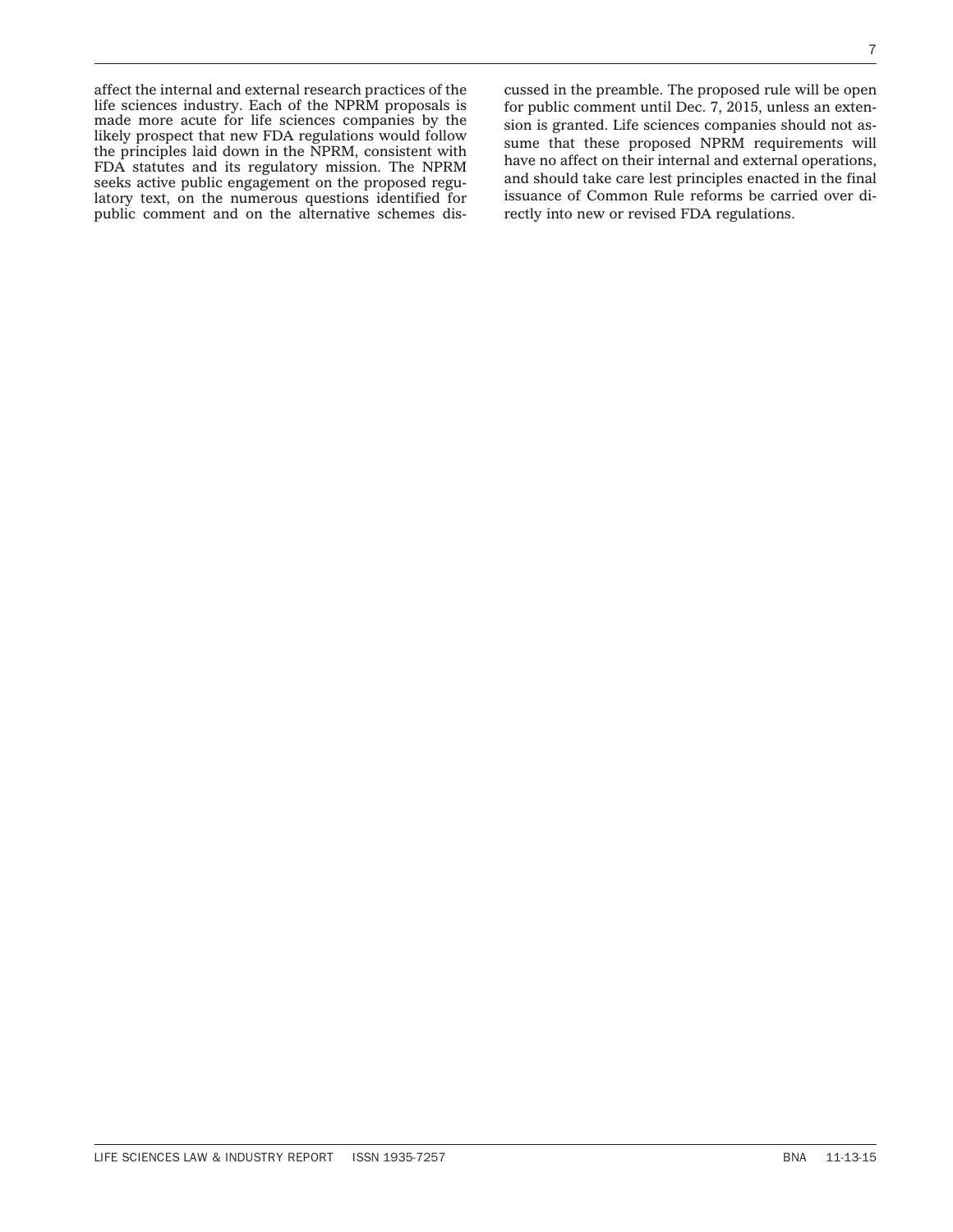affect the internal and external research practices of the life sciences industry. Each of the NPRM proposals is made more acute for life sciences companies by the likely prospect that new FDA regulations would follow the principles laid down in the NPRM, consistent with FDA statutes and its regulatory mission. The NPRM seeks active public engagement on the proposed regulatory text, on the numerous questions identified for public comment and on the alternative schemes discussed in the preamble. The proposed rule will be open for public comment until Dec. 7, 2015, unless an extension is granted. Life sciences companies should not assume that these proposed NPRM requirements will have no affect on their internal and external operations, and should take care lest principles enacted in the final issuance of Common Rule reforms be carried over directly into new or revised FDA regulations.